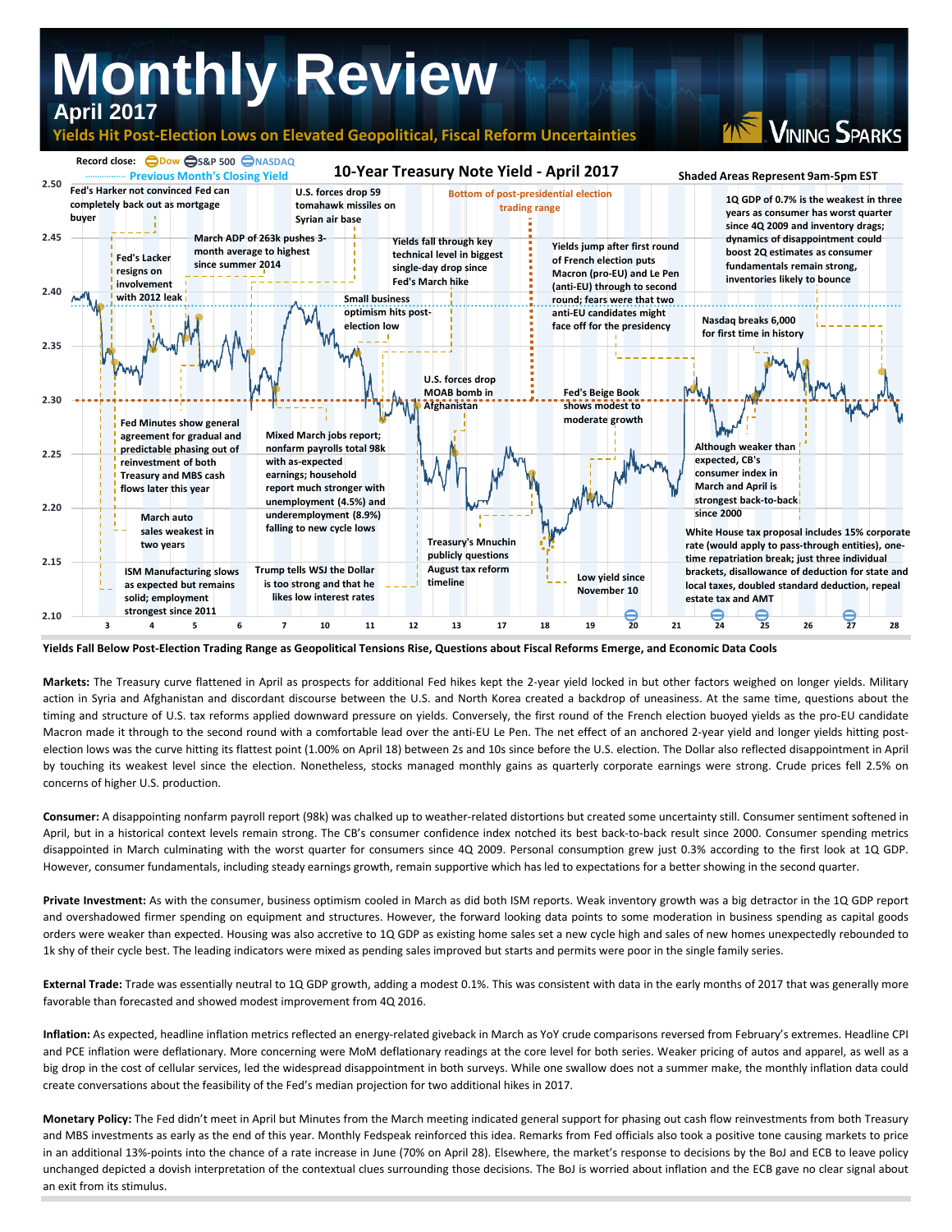# Monthly Review

## April 2017

### Yields Hit Post-Election Lows on Elevated Geopolitical, Fiscal Reform Uncertainties

**10-Year Treasury Note Yield - April 2017**

Record close: Dow, S&P 500, NASDAQ

Previous Month's Closing Yield

Shaded Areas Represent 9am-5pm EST

- Fed's Harker not convinced Fed can completely back out as mortgage buyer
- Fed's Lacker resigns on involvement with 2012 leak
- March ADP of 263k pushes 3-month average to highest since summer 2014
- U.S. forces drop 59 tomahawk missiles on Syrian air base
- Yields fall through key technical level in biggest single-day drop since Fed's March hike
- Bottom of post-presidential election trading range
- Yields jump after first round of French election puts Macron (pro-EU) and Le Pen (anti-EU) through to second round; fears were that two anti-EU candidates might face off for the presidency
- 1Q GDP of 0.7% is the weakest in three years as consumer has worst quarter since 4Q 2009 and inventory drags; dynamics of disappointment could boost 2Q estimates as consumer fundamentals remain strong, inventories likely to bounce
- Small business optimism hits post-election low
- Nasdaq breaks 6,000 for first time in history
- U.S. forces drop MOAB bomb in Afghanistan
- Fed's Beige Book shows modest to moderate growth
- Fed Minutes show general agreement for gradual and predictable phasing out of reinvestment of both Treasury and MBS cash flows later this year
- Mixed March jobs report; nonfarm payrolls total 98k with as-expected earnings; household report much stronger with unemployment (4.5%) and underemployment (8.9%) falling to new cycle lows
- Although weaker than expected, CB's consumer index in March and April is strongest back-to-back since 2000
- March auto sales weakest in two years
- Treasury's Mnuchin publicly questions August tax reform timeline
- White House tax proposal includes 15% corporate rate (would apply to pass-through entities), one-time repatriation break; just three individual brackets, disallowance of deduction for state and local taxes, doubled standard deduction, repeal estate tax and AMT
- ISM Manufacturing slows as expected but remains solid; employment strongest since 2011
- Trump tells WSJ the Dollar is too strong and that he likes low interest rates
- Low yield since November 10

**Yields Fall Below Post-Election Trading Range as Geopolitical Tensions Rise, Questions about Fiscal Reforms Emerge, and Economic Data Cools**

**Markets:** The Treasury curve flattened in April as prospects for additional Fed hikes kept the 2-year yield locked in but other factors weighed on longer yields. Military action in Syria and Afghanistan and discordant discourse between the U.S. and North Korea created a backdrop of uneasiness. At the same time, questions about the timing and structure of U.S. tax reforms applied downward pressure on yields. Conversely, the first round of the French election buoyed yields as the pro-EU candidate Macron made it through to the second round with a comfortable lead over the anti-EU Le Pen. The net effect of an anchored 2-year yield and longer yields hitting post-election lows was the curve hitting its flattest point (1.00% on April 18) between 2s and 10s since before the U.S. election. The Dollar also reflected disappointment in April by touching its weakest level since the election. Nonetheless, stocks managed monthly gains as quarterly corporate earnings were strong. Crude prices fell 2.5% on concerns of higher U.S. production.

**Consumer:** A disappointing nonfarm payroll report (98k) was chalked up to weather-related distortions but created some uncertainty still. Consumer sentiment softened in April, but in a historical context levels remain strong. The CB's consumer confidence index notched its best back-to-back result since 2000. Consumer spending metrics disappointed in March culminating with the worst quarter for consumers since 4Q 2009. Personal consumption grew just 0.3% according to the first look at 1Q GDP. However, consumer fundamentals, including steady earnings growth, remain supportive which has led to expectations for a better showing in the second quarter.

**Private Investment:** As with the consumer, business optimism cooled in March as did both ISM reports. Weak inventory growth was a big detractor in the 1Q GDP report and overshadowed firmer spending on equipment and structures. However, the forward looking data points to some moderation in business spending as capital goods orders were weaker than expected. Housing was also accretive to 1Q GDP as existing home sales set a new cycle high and sales of new homes unexpectedly rebounded to 1k shy of their cycle best. The leading indicators were mixed as pending sales improved but starts and permits were poor in the single family series.

**External Trade:** Trade was essentially neutral to 1Q GDP growth, adding a modest 0.1%. This was consistent with data in the early months of 2017 that was generally more favorable than forecasted and showed modest improvement from 4Q 2016.

**Inflation:** As expected, headline inflation metrics reflected an energy-related giveback in March as YoY crude comparisons reversed from February's extremes. Headline CPI and PCE inflation were deflationary. More concerning were MoM deflationary readings at the core level for both series. Weaker pricing of autos and apparel, as well as a big drop in the cost of cellular services, led the widespread disappointment in both surveys. While one swallow does not a summer make, the monthly inflation data could create conversations about the feasibility of the Fed's median projection for two additional hikes in 2017.

**Monetary Policy:** The Fed didn't meet in April but Minutes from the March meeting indicated general support for phasing out cash flow reinvestments from both Treasury and MBS investments as early as the end of this year. Monthly Fedspeak reinforced this idea. Remarks from Fed officials also took a positive tone causing markets to price in an additional 13%-points into the chance of a rate increase in June (70% on April 28). Elsewhere, the market's response to decisions by the BoJ and ECB to leave policy unchanged depicted a dovish interpretation of the contextual clues surrounding those decisions. The BoJ is worried about inflation and the ECB gave no clear signal about an exit from its stimulus.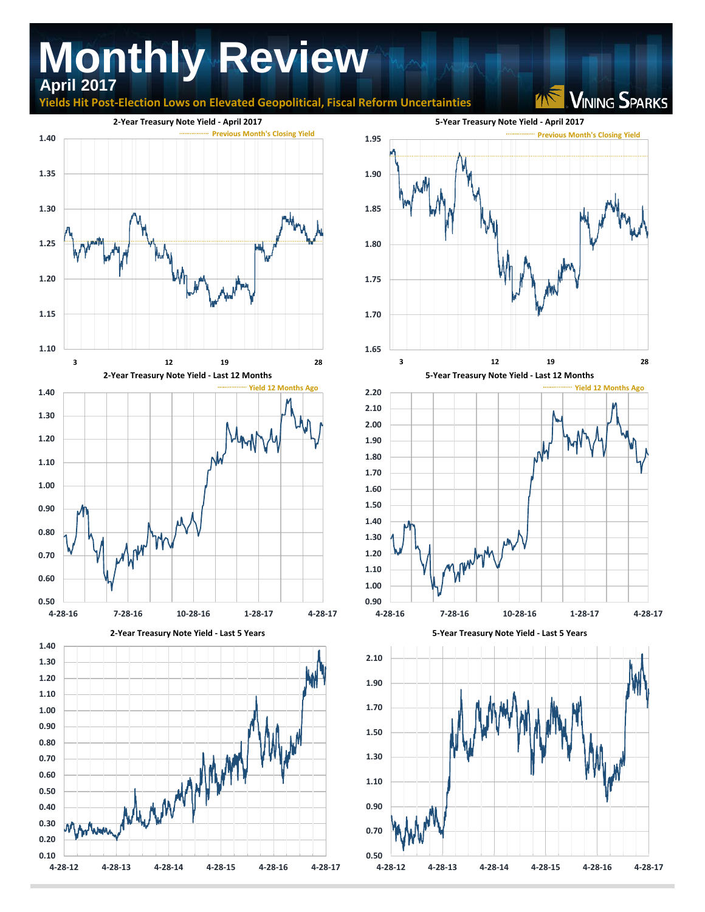# Monthly Review

**April 2017**

**Yields Hit Post-Election Lows on Elevated Geopolitical, Fiscal Reform Uncertainties**

VINING SPARKS

**2-Year Treasury Note Yield - April 2017**

Previous Month's Closing Yield

1.40, 1.35, 1.30, 1.25, 1.20, 1.15, 1.10

3, 12, 19, 28

**5-Year Treasury Note Yield - April 2017**

Previous Month's Closing Yield

1.95, 1.90, 1.85, 1.80, 1.75, 1.70, 1.65

3, 12, 19, 28

**2-Year Treasury Note Yield - Last 12 Months**

Yield 12 Months Ago

1.40, 1.30, 1.20, 1.10, 1.00, 0.90, 0.80, 0.70, 0.60, 0.50

4-28-16, 7-28-16, 10-28-16, 1-28-17, 4-28-17

**5-Year Treasury Note Yield - Last 12 Months**

Yield 12 Months Ago

2.20, 2.10, 2.00, 1.90, 1.80, 1.70, 1.60, 1.50, 1.40, 1.30, 1.20, 1.10, 1.00, 0.90

4-28-16, 7-28-16, 10-28-16, 1-28-17, 4-28-17

**2-Year Treasury Note Yield - Last 5 Years**

1.40, 1.30, 1.20, 1.10, 1.00, 0.90, 0.80, 0.70, 0.60, 0.50, 0.40, 0.30, 0.20, 0.10

4-28-12, 4-28-13, 4-28-14, 4-28-15, 4-28-16, 4-28-17

**5-Year Treasury Note Yield - Last 5 Years**

2.10, 1.90, 1.70, 1.50, 1.30, 1.10, 0.90, 0.70, 0.50

4-28-12, 4-28-13, 4-28-14, 4-28-15, 4-28-16, 4-28-17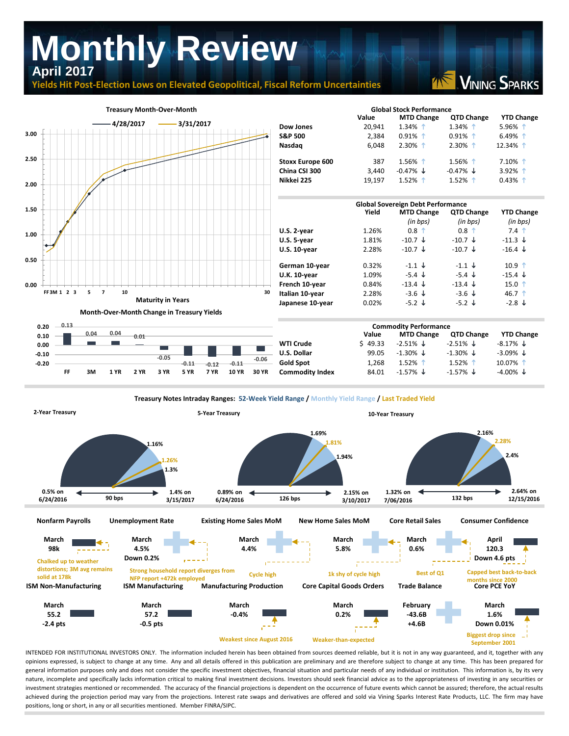# Monthly Review

## April 2017

**Yields Hit Post-Election Lows on Elevated Geopolitical, Fiscal Reform Uncertainties**

VINING SPARKS

**Treasury Month-Over-Month**

4/28/2017
3/31/2017

3.00
2.50
2.00
1.50
1.00
0.50
0.00

FF 3M 1 2 3 5 7 10 30

Maturity in Years

**Month-Over-Month Change in Treasury Yields**

0.20
0.10
0.00
-0.10
-0.20

0.13 0.04 0.04 0.01 -0.05 -0.11 -0.12 -0.11 -0.06

FF 3M 1 YR 2 YR 3 YR 5 YR 7 YR 10 YR 30 YR

**Global Stock Performance**

| | Value | MTD Change | QTD Change | YTD Change |
|---|---|---|---|---|
| Dow Jones | 20,941 | 1.34% ↑ | 1.34% ↑ | 5.96% ↑ |
| S&P 500 | 2,384 | 0.91% ↑ | 0.91% ↑ | 6.49% ↑ |
| Nasdaq | 6,048 | 2.30% ↑ | 2.30% ↑ | 12.34% ↑ |
| Stoxx Europe 600 | 387 | 1.56% ↑ | 1.56% ↑ | 7.10% ↑ |
| China CSI 300 | 3,440 | -0.47% ↓ | -0.47% ↓ | 3.92% ↑ |
| Nikkei 225 | 19,197 | 1.52% ↑ | 1.52% ↑ | 0.43% ↑ |

**Global Sovereign Debt Performance**

| | Yield | MTD Change (in bps) | QTD Change (in bps) | YTD Change (in bps) |
|---|---|---|---|---|
| U.S. 2-year | 1.26% | 0.8 ↑ | 0.8 ↑ | 7.4 ↑ |
| U.S. 5-year | 1.81% | -10.7 ↓ | -10.7 ↓ | -11.3 ↓ |
| U.S. 10-year | 2.28% | -10.7 ↓ | -10.7 ↓ | -16.4 ↓ |
| German 10-year | 0.32% | -1.1 ↓ | -1.1 ↓ | 10.9 ↑ |
| U.K. 10-year | 1.09% | -5.4 ↓ | -5.4 ↓ | -15.4 ↓ |
| French 10-year | 0.84% | -13.4 ↓ | -13.4 ↓ | 15.0 ↑ |
| Italian 10-year | 2.28% | -3.6 ↓ | -3.6 ↓ | 46.7 ↑ |
| Japanese 10-year | 0.02% | -5.2 ↓ | -5.2 ↓ | -2.8 ↓ |

**Commodity Performance**

| | Value | MTD Change | QTD Change | YTD Change |
|---|---|---|---|---|
| WTI Crude | $ 49.33 | -2.51% ↓ | -2.51% ↓ | -8.17% ↓ |
| U.S. Dollar | 99.05 | -1.30% ↓ | -1.30% ↓ | -3.09% ↓ |
| Gold Spot | 1,268 | 1.52% ↑ | 1.52% ↑ | 10.07% ↑ |
| Commodity Index | 84.01 | -1.57% ↓ | -1.57% ↓ | -4.00% ↓ |

**Treasury Notes Intraday Ranges: 52-Week Yield Range / Monthly Yield Range / Last Traded Yield**

**2-Year Treasury**
1.16% 1.26% 1.3%
0.5% on 6/24/2016 — 90 bps — 1.4% on 3/15/2017

**5-Year Treasury**
1.69% 1.81% 1.94%
0.89% on 6/24/2016 — 126 bps — 2.15% on 3/10/2017

**10-Year Treasury**
2.16% 2.28% 2.4%
1.32% on 7/06/2016 — 132 bps — 2.64% on 12/15/2016

**Nonfarm Payrolls**
March
98k
Chalked up to weather distortions; 3M avg remains solid at 178k

**Unemployment Rate**
March
4.5%
Down 0.2%
Strong household report diverges from NFP report +472k employed

**Existing Home Sales MoM**
March
4.4%
Cycle high

**New Home Sales MoM**
March
5.8%
1k shy of cycle high

**Core Retail Sales**
March
0.6%
Best of Q1

**Consumer Confidence**
April
120.3
Down 4.6 pts
Capped best back-to-back months since 2000

**ISM Non-Manufacturing**
March
55.2
-2.4 pts

**ISM Manufacturing**
March
57.2
-0.5 pts

**Manufacturing Production**
March
-0.4%
Weakest since August 2016

**Core Capital Goods Orders**
March
0.2%
Weaker-than-expected

**Trade Balance**
February
-43.6B
+4.6B

**Core PCE YoY**
March
1.6%
Down 0.01%
Biggest drop since September 2001

INTENDED FOR INSTITUTIONAL INVESTORS ONLY. The information included herein has been obtained from sources deemed reliable, but it is not in any way guaranteed, and it, together with any opinions expressed, is subject to change at any time. Any and all details offered in this publication are preliminary and are therefore subject to change at any time. This has been prepared for general information purposes only and does not consider the specific investment objectives, financial situation and particular needs of any individual or institution. This information is, by its very nature, incomplete and specifically lacks information critical to making final investment decisions. Investors should seek financial advice as to the appropriateness of investing in any securities or investment strategies mentioned or recommended. The accuracy of the financial projections is dependent on the occurrence of future events which cannot be assured; therefore, the actual results achieved during the projection period may vary from the projections. Interest rate swaps and derivatives are offered and sold via Vining Sparks Interest Rate Products, LLC. The firm may have positions, long or short, in any or all securities mentioned. Member FINRA/SIPC.